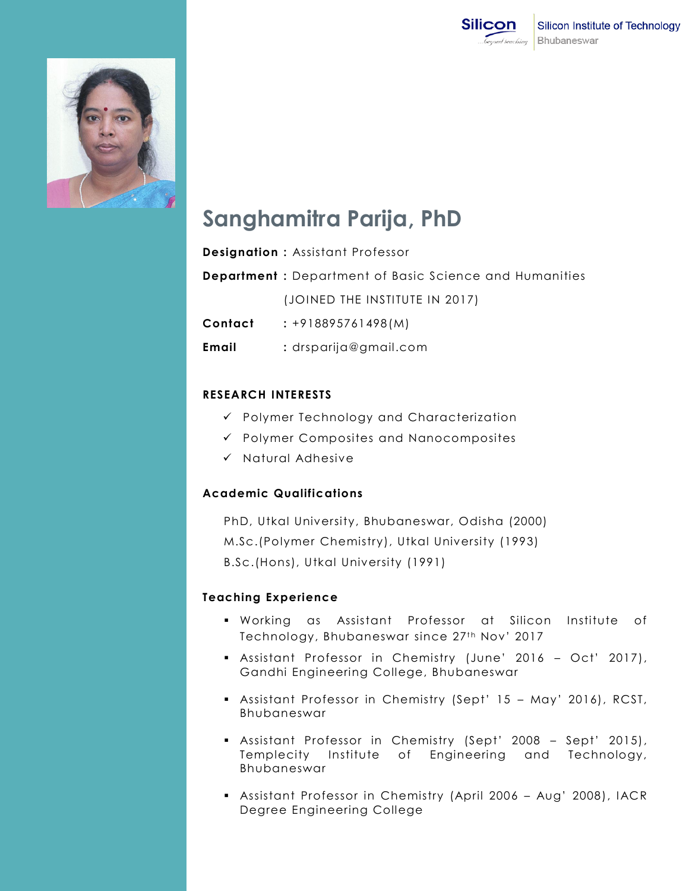Silicon Institute of Technology
Bhubaneswar

# Sanghamitra Parija, PhD

**Designation :** Assistant Professor

**Department :** Department of Basic Science and Humanities

(JOINED THE INSTITUTE IN 2017)

**Contact** : +918895761498(M)

**Email** : drsparija@gmail.com

## RESEARCH INTERESTS

- ✓ Polymer Technology and Characterization
- ✓ Polymer Composites and Nanocomposites
- ✓ Natural Adhesive

## Academic Qualifications

PhD, Utkal University, Bhubaneswar, Odisha (2000)

M.Sc.(Polymer Chemistry), Utkal University (1993)

B.Sc.(Hons), Utkal University (1991)

## Teaching Experience

- Working as Assistant Professor at Silicon Institute of Technology, Bhubaneswar since 27th Nov' 2017
- Assistant Professor in Chemistry (June' 2016 – Oct' 2017), Gandhi Engineering College, Bhubaneswar
- Assistant Professor in Chemistry (Sept' 15 – May' 2016), RCST, Bhubaneswar
- Assistant Professor in Chemistry (Sept' 2008 – Sept' 2015), Templecity Institute of Engineering and Technology, Bhubaneswar
- Assistant Professor in Chemistry (April 2006 – Aug' 2008), IACR Degree Engineering College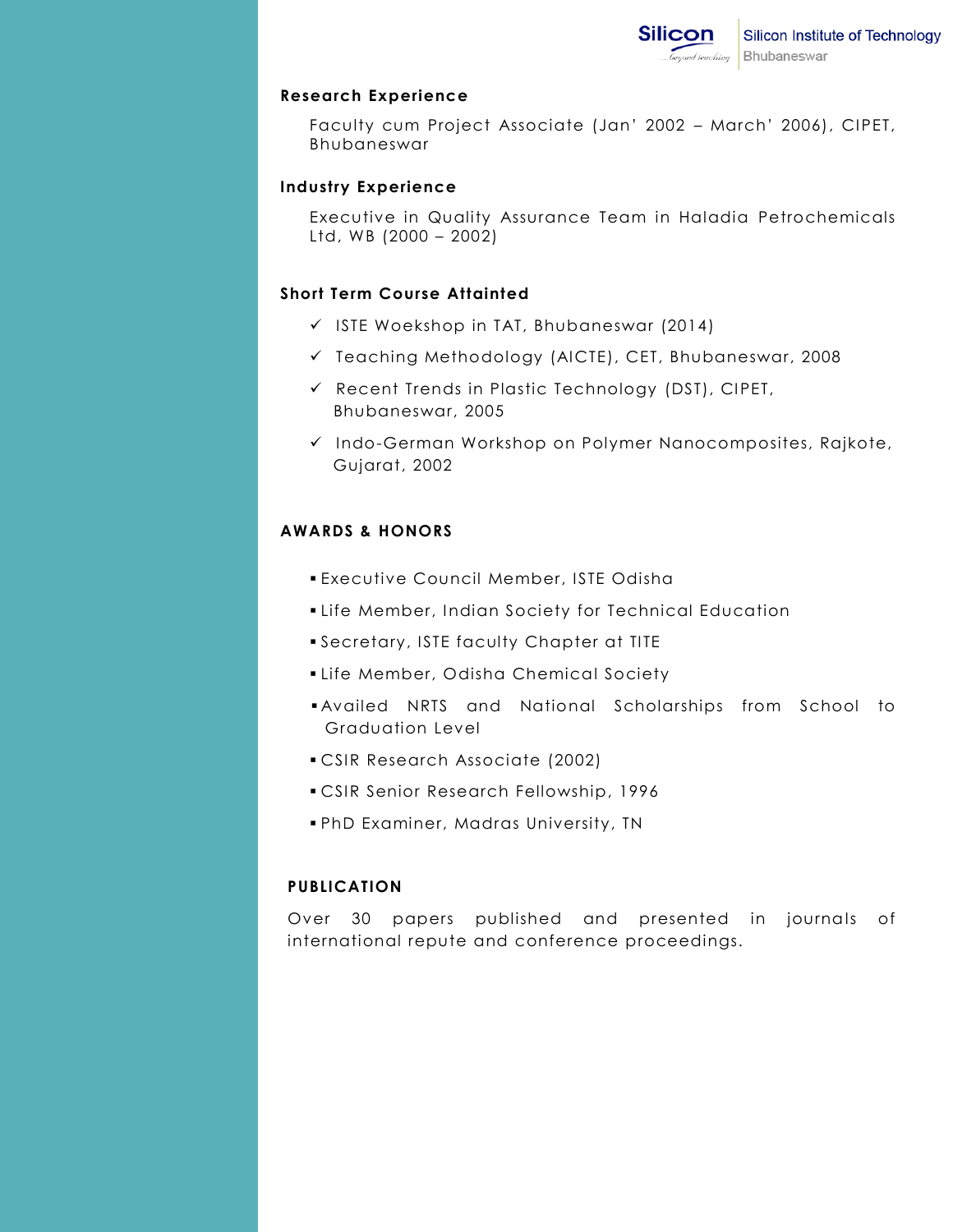## Research Experience

Faculty cum Project Associate (Jan' 2002 – March' 2006), CIPET, Bhubaneswar

## Industry Experience

Executive in Quality Assurance Team in Haladia Petrochemicals Ltd, WB (2000 – 2002)

## Short Term Course Attainted

- ✓ ISTE Woekshop in TAT, Bhubaneswar (2014)
- ✓ Teaching Methodology (AICTE), CET, Bhubaneswar, 2008
- ✓ Recent Trends in Plastic Technology (DST), CIPET, Bhubaneswar, 2005
- ✓ Indo-German Workshop on Polymer Nanocomposites, Rajkote, Gujarat, 2002

## AWARDS & HONORS

- Executive Council Member, ISTE Odisha
- Life Member, Indian Society for Technical Education
- Secretary, ISTE faculty Chapter at TITE
- Life Member, Odisha Chemical Society
- Availed NRTS and National Scholarships from School to Graduation Level
- CSIR Research Associate (2002)
- CSIR Senior Research Fellowship, 1996
- PhD Examiner, Madras University, TN

## PUBLICATION

Over 30 papers published and presented in journals of international repute and conference proceedings.